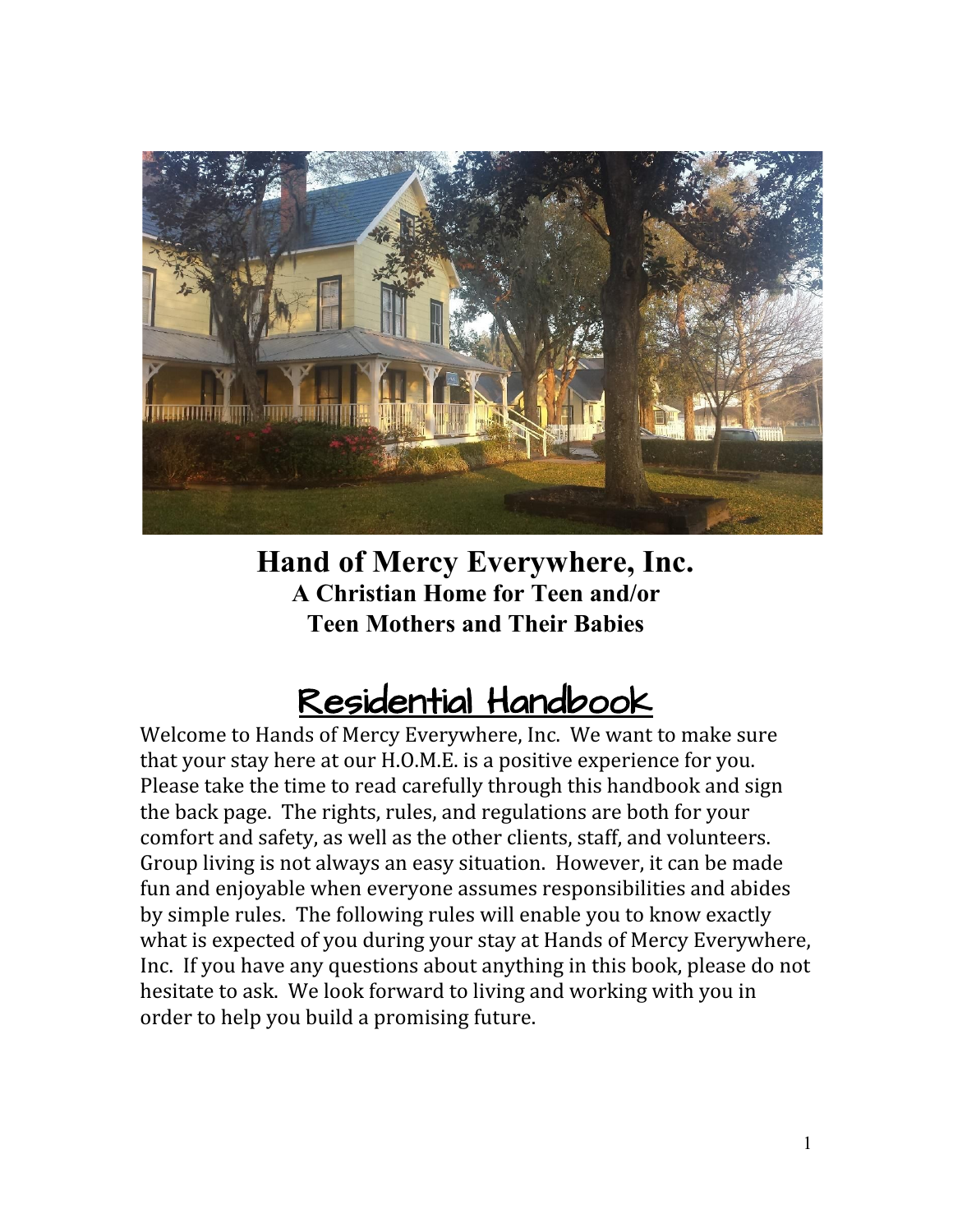# Hand of Mercy Everywhere, Inc.

### A Christian Home for Teen and/or Teen Mothers and Their Babies

## Residential Handbook

Welcome to Hands of Mercy Everywhere, Inc. We want to make sure that your stay here at our H.O.M.E. is a positive experience for you. Please take the time to read carefully through this handbook and sign the back page. The rights, rules, and regulations are both for your comfort and safety, as well as the other clients, staff, and volunteers. Group living is not always an easy situation. However, it can be made fun and enjoyable when everyone assumes responsibilities and abides by simple rules. The following rules will enable you to know exactly what is expected of you during your stay at Hands of Mercy Everywhere, Inc. If you have any questions about anything in this book, please do not hesitate to ask. We look forward to living and working with you in order to help you build a promising future.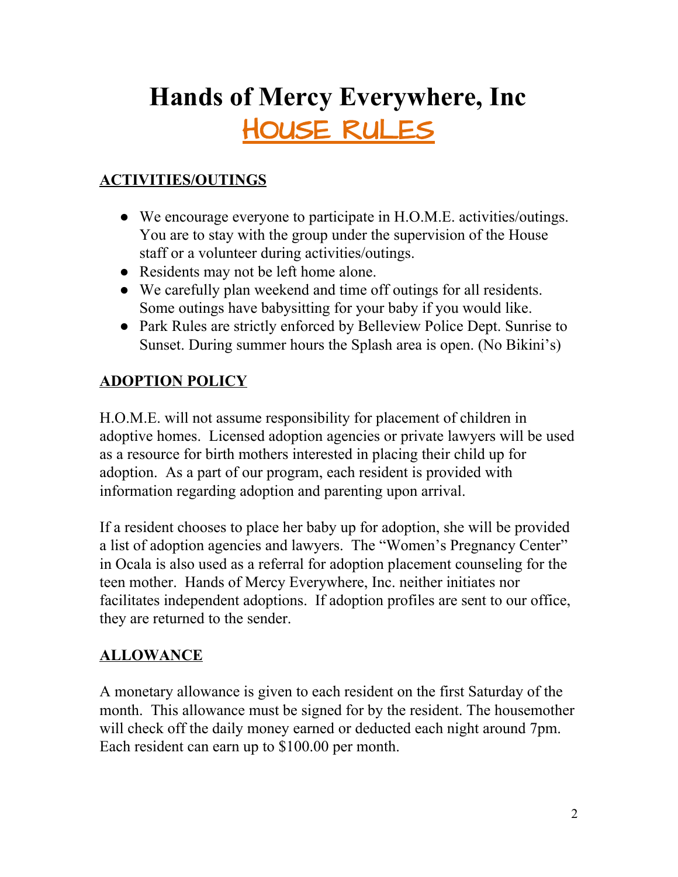# Hands of Mercy Everywhere, Inc

## HOUSE RULES

### ACTIVITIES/OUTINGS

- We encourage everyone to participate in H.O.M.E. activities/outings. You are to stay with the group under the supervision of the House staff or a volunteer during activities/outings.
- Residents may not be left home alone.
- We carefully plan weekend and time off outings for all residents. Some outings have babysitting for your baby if you would like.
- Park Rules are strictly enforced by Belleview Police Dept. Sunrise to Sunset. During summer hours the Splash area is open. (No Bikini's)

### ADOPTION POLICY

H.O.M.E. will not assume responsibility for placement of children in adoptive homes. Licensed adoption agencies or private lawyers will be used as a resource for birth mothers interested in placing their child up for adoption. As a part of our program, each resident is provided with information regarding adoption and parenting upon arrival.

If a resident chooses to place her baby up for adoption, she will be provided a list of adoption agencies and lawyers. The "Women's Pregnancy Center" in Ocala is also used as a referral for adoption placement counseling for the teen mother. Hands of Mercy Everywhere, Inc. neither initiates nor facilitates independent adoptions. If adoption profiles are sent to our office, they are returned to the sender.

### ALLOWANCE

A monetary allowance is given to each resident on the first Saturday of the month. This allowance must be signed for by the resident. The housemother will check off the daily money earned or deducted each night around 7pm. Each resident can earn up to $100.00 per month.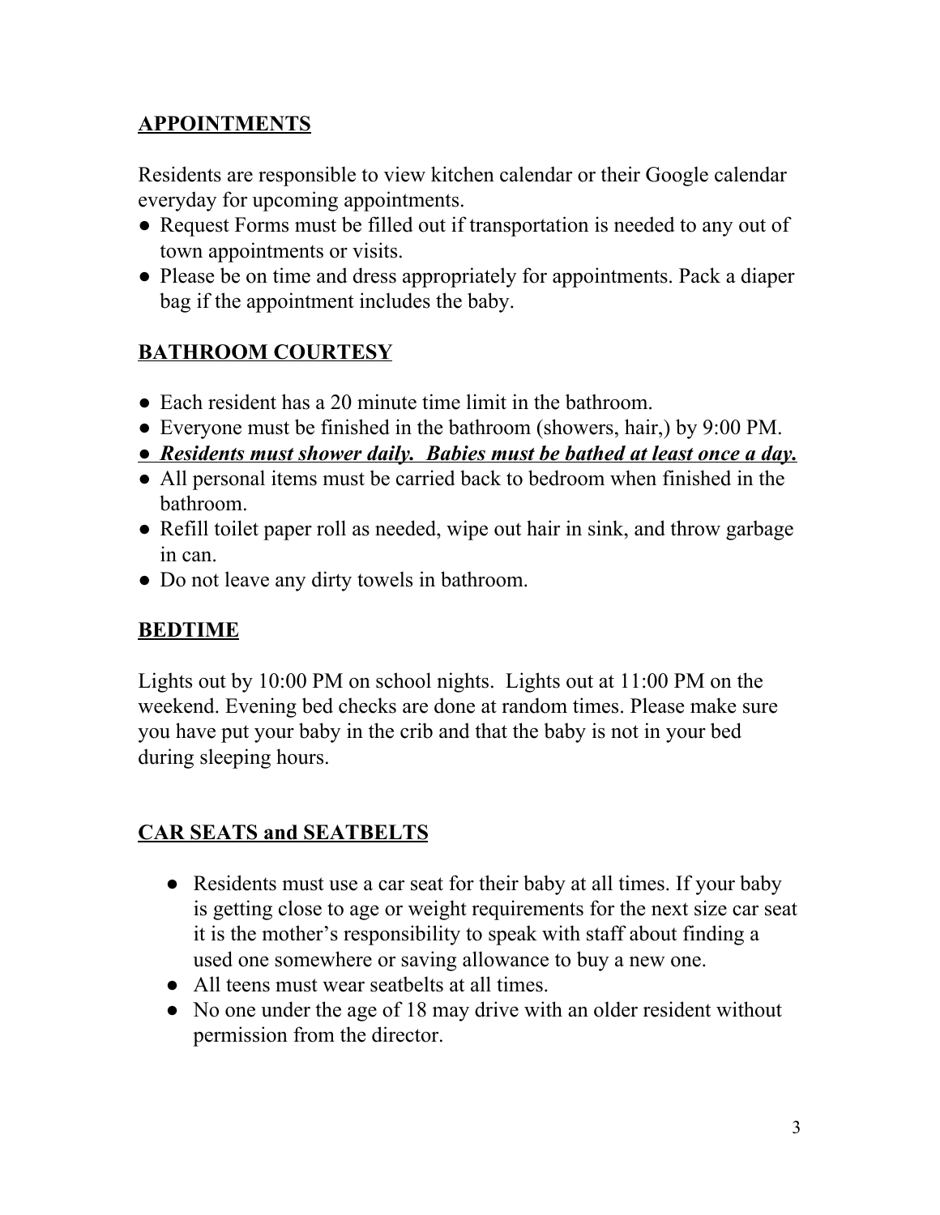## APPOINTMENTS

Residents are responsible to view kitchen calendar or their Google calendar everyday for upcoming appointments.

- Request Forms must be filled out if transportation is needed to any out of town appointments or visits.
- Please be on time and dress appropriately for appointments. Pack a diaper bag if the appointment includes the baby.

## BATHROOM COURTESY

- Each resident has a 20 minute time limit in the bathroom.
- Everyone must be finished in the bathroom (showers, hair,) by 9:00 PM.
- ***<u>Residents must shower daily.  Babies must be bathed at least once a day.</u>***
- All personal items must be carried back to bedroom when finished in the bathroom.
- Refill toilet paper roll as needed, wipe out hair in sink, and throw garbage in can.
- Do not leave any dirty towels in bathroom.

## BEDTIME

Lights out by 10:00 PM on school nights.  Lights out at 11:00 PM on the weekend. Evening bed checks are done at random times. Please make sure you have put your baby in the crib and that the baby is not in your bed during sleeping hours.

## CAR SEATS and SEATBELTS

- Residents must use a car seat for their baby at all times. If your baby is getting close to age or weight requirements for the next size car seat it is the mother's responsibility to speak with staff about finding a used one somewhere or saving allowance to buy a new one.
- All teens must wear seatbelts at all times.
- No one under the age of 18 may drive with an older resident without permission from the director.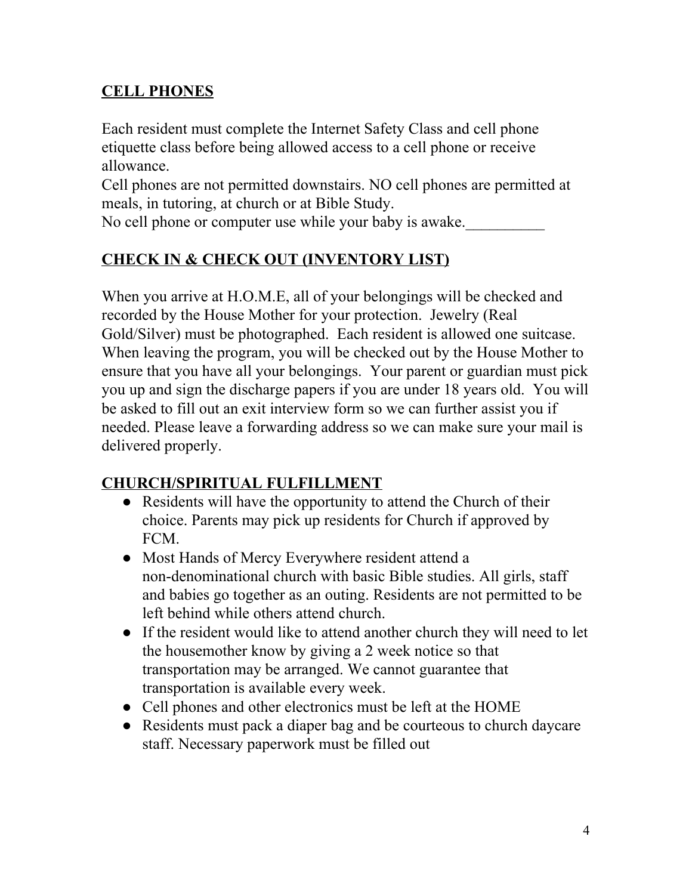## CELL PHONES

Each resident must complete the Internet Safety Class and cell phone etiquette class before being allowed access to a cell phone or receive allowance.
Cell phones are not permitted downstairs. NO cell phones are permitted at meals, in tutoring, at church or at Bible Study.
No cell phone or computer use while your baby is awake.__________

## CHECK IN & CHECK OUT (INVENTORY LIST)

When you arrive at H.O.M.E, all of your belongings will be checked and recorded by the House Mother for your protection. Jewelry (Real Gold/Silver) must be photographed. Each resident is allowed one suitcase. When leaving the program, you will be checked out by the House Mother to ensure that you have all your belongings. Your parent or guardian must pick you up and sign the discharge papers if you are under 18 years old. You will be asked to fill out an exit interview form so we can further assist you if needed. Please leave a forwarding address so we can make sure your mail is delivered properly.

## CHURCH/SPIRITUAL FULFILLMENT

- Residents will have the opportunity to attend the Church of their choice. Parents may pick up residents for Church if approved by FCM.
- Most Hands of Mercy Everywhere resident attend a non-denominational church with basic Bible studies. All girls, staff and babies go together as an outing. Residents are not permitted to be left behind while others attend church.
- If the resident would like to attend another church they will need to let the housemother know by giving a 2 week notice so that transportation may be arranged. We cannot guarantee that transportation is available every week.
- Cell phones and other electronics must be left at the HOME
- Residents must pack a diaper bag and be courteous to church daycare staff. Necessary paperwork must be filled out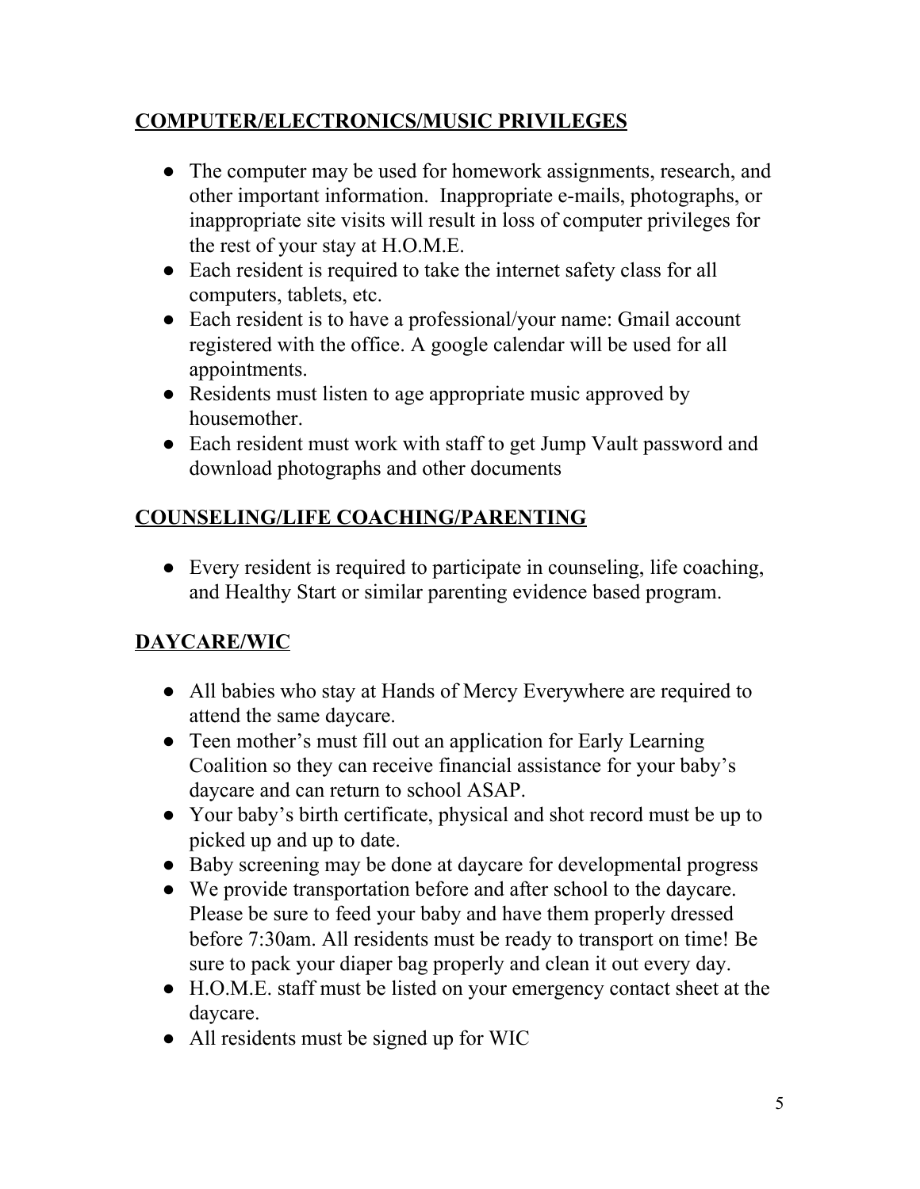## COMPUTER/ELECTRONICS/MUSIC PRIVILEGES

- The computer may be used for homework assignments, research, and other important information. Inappropriate e-mails, photographs, or inappropriate site visits will result in loss of computer privileges for the rest of your stay at H.O.M.E.
- Each resident is required to take the internet safety class for all computers, tablets, etc.
- Each resident is to have a professional/your name: Gmail account registered with the office. A google calendar will be used for all appointments.
- Residents must listen to age appropriate music approved by housemother.
- Each resident must work with staff to get Jump Vault password and download photographs and other documents

## COUNSELING/LIFE COACHING/PARENTING

- Every resident is required to participate in counseling, life coaching, and Healthy Start or similar parenting evidence based program.

## DAYCARE/WIC

- All babies who stay at Hands of Mercy Everywhere are required to attend the same daycare.
- Teen mother's must fill out an application for Early Learning Coalition so they can receive financial assistance for your baby's daycare and can return to school ASAP.
- Your baby's birth certificate, physical and shot record must be up to picked up and up to date.
- Baby screening may be done at daycare for developmental progress
- We provide transportation before and after school to the daycare. Please be sure to feed your baby and have them properly dressed before 7:30am. All residents must be ready to transport on time! Be sure to pack your diaper bag properly and clean it out every day.
- H.O.M.E. staff must be listed on your emergency contact sheet at the daycare.
- All residents must be signed up for WIC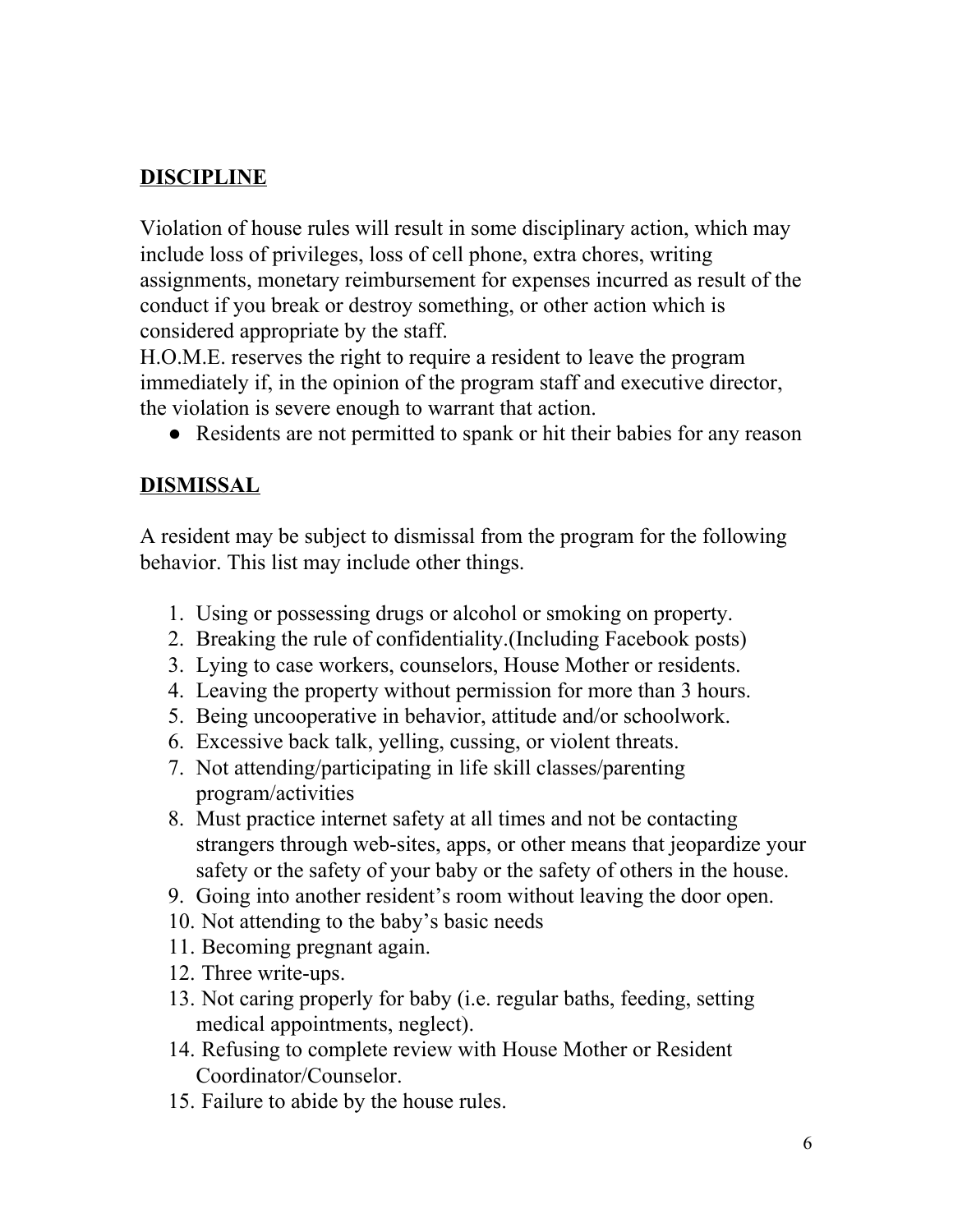## DISCIPLINE

Violation of house rules will result in some disciplinary action, which may include loss of privileges, loss of cell phone, extra chores, writing assignments, monetary reimbursement for expenses incurred as result of the conduct if you break or destroy something, or other action which is considered appropriate by the staff.
H.O.M.E. reserves the right to require a resident to leave the program immediately if, in the opinion of the program staff and executive director, the violation is severe enough to warrant that action.

- Residents are not permitted to spank or hit their babies for any reason

## DISMISSAL

A resident may be subject to dismissal from the program for the following behavior. This list may include other things.

1. Using or possessing drugs or alcohol or smoking on property.
2. Breaking the rule of confidentiality.(Including Facebook posts)
3. Lying to case workers, counselors, House Mother or residents.
4. Leaving the property without permission for more than 3 hours.
5. Being uncooperative in behavior, attitude and/or schoolwork.
6. Excessive back talk, yelling, cussing, or violent threats.
7. Not attending/participating in life skill classes/parenting program/activities
8. Must practice internet safety at all times and not be contacting strangers through web-sites, apps, or other means that jeopardize your safety or the safety of your baby or the safety of others in the house.
9. Going into another resident's room without leaving the door open.
10. Not attending to the baby's basic needs
11. Becoming pregnant again.
12. Three write-ups.
13. Not caring properly for baby (i.e. regular baths, feeding, setting medical appointments, neglect).
14. Refusing to complete review with House Mother or Resident Coordinator/Counselor.
15. Failure to abide by the house rules.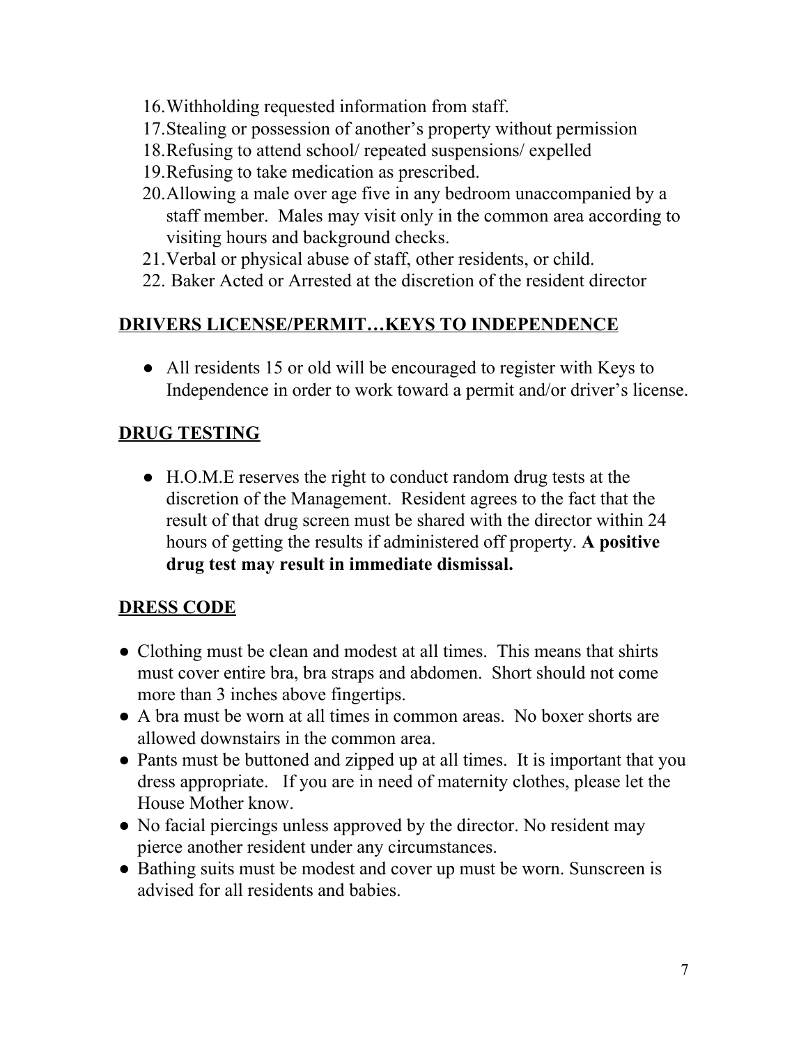16. Withholding requested information from staff.
17. Stealing or possession of another's property without permission
18. Refusing to attend school/ repeated suspensions/ expelled
19. Refusing to take medication as prescribed.
20. Allowing a male over age five in any bedroom unaccompanied by a staff member. Males may visit only in the common area according to visiting hours and background checks.
21. Verbal or physical abuse of staff, other residents, or child.
22. Baker Acted or Arrested at the discretion of the resident director

## DRIVERS LICENSE/PERMIT…KEYS TO INDEPENDENCE

- All residents 15 or old will be encouraged to register with Keys to Independence in order to work toward a permit and/or driver's license.

## DRUG TESTING

- H.O.M.E reserves the right to conduct random drug tests at the discretion of the Management. Resident agrees to the fact that the result of that drug screen must be shared with the director within 24 hours of getting the results if administered off property. **A positive drug test may result in immediate dismissal.**

## DRESS CODE

- Clothing must be clean and modest at all times. This means that shirts must cover entire bra, bra straps and abdomen. Short should not come more than 3 inches above fingertips.
- A bra must be worn at all times in common areas. No boxer shorts are allowed downstairs in the common area.
- Pants must be buttoned and zipped up at all times. It is important that you dress appropriate. If you are in need of maternity clothes, please let the House Mother know.
- No facial piercings unless approved by the director. No resident may pierce another resident under any circumstances.
- Bathing suits must be modest and cover up must be worn. Sunscreen is advised for all residents and babies.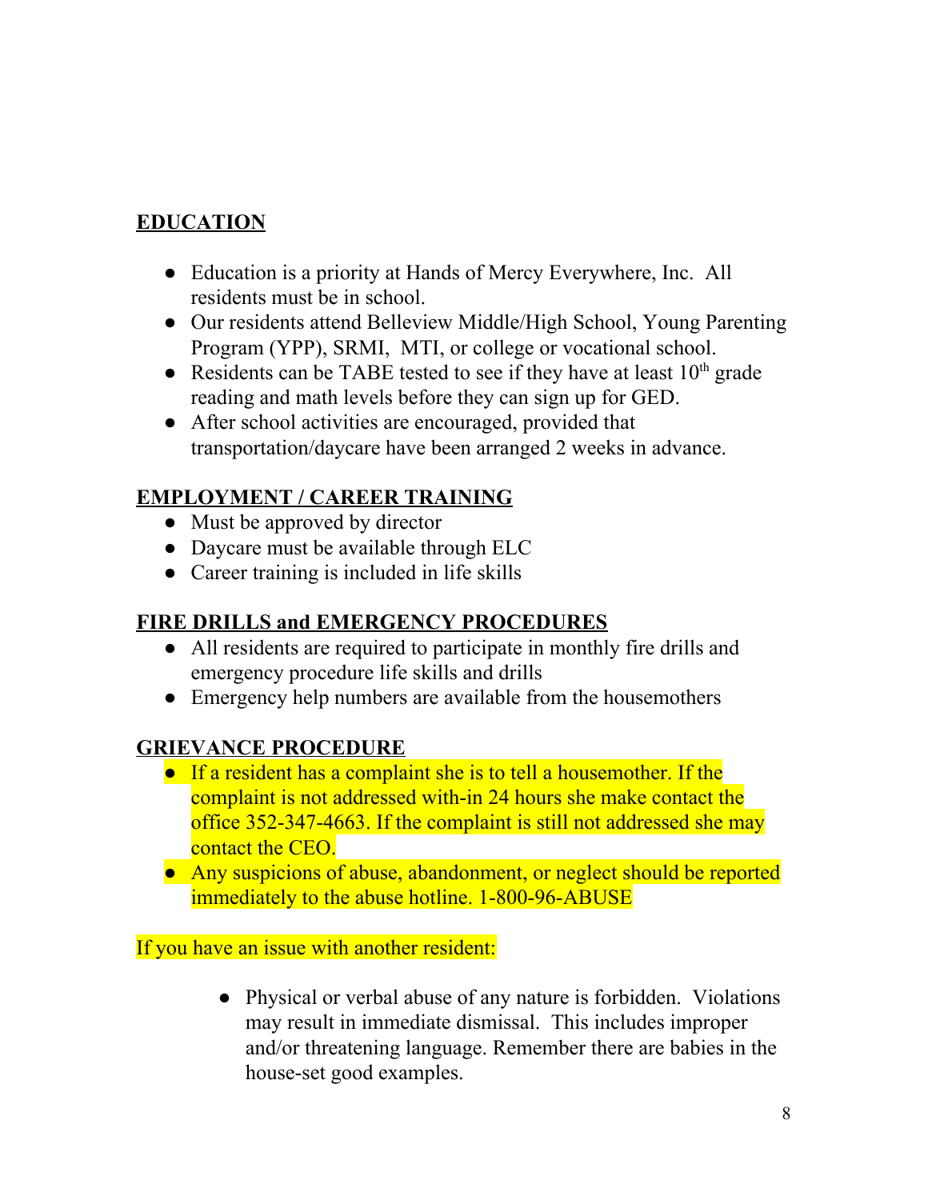## EDUCATION

- Education is a priority at Hands of Mercy Everywhere, Inc. All residents must be in school.
- Our residents attend Belleview Middle/High School, Young Parenting Program (YPP), SRMI, MTI, or college or vocational school.
- Residents can be TABE tested to see if they have at least 10th grade reading and math levels before they can sign up for GED.
- After school activities are encouraged, provided that transportation/daycare have been arranged 2 weeks in advance.

## EMPLOYMENT / CAREER TRAINING

- Must be approved by director
- Daycare must be available through ELC
- Career training is included in life skills

## FIRE DRILLS and EMERGENCY PROCEDURES

- All residents are required to participate in monthly fire drills and emergency procedure life skills and drills
- Emergency help numbers are available from the housemothers

## GRIEVANCE PROCEDURE

- If a resident has a complaint she is to tell a housemother. If the complaint is not addressed with-in 24 hours she make contact the office 352-347-4663. If the complaint is still not addressed she may contact the CEO.
- Any suspicions of abuse, abandonment, or neglect should be reported immediately to the abuse hotline. 1-800-96-ABUSE

If you have an issue with another resident:

- Physical or verbal abuse of any nature is forbidden. Violations may result in immediate dismissal. This includes improper and/or threatening language. Remember there are babies in the house-set good examples.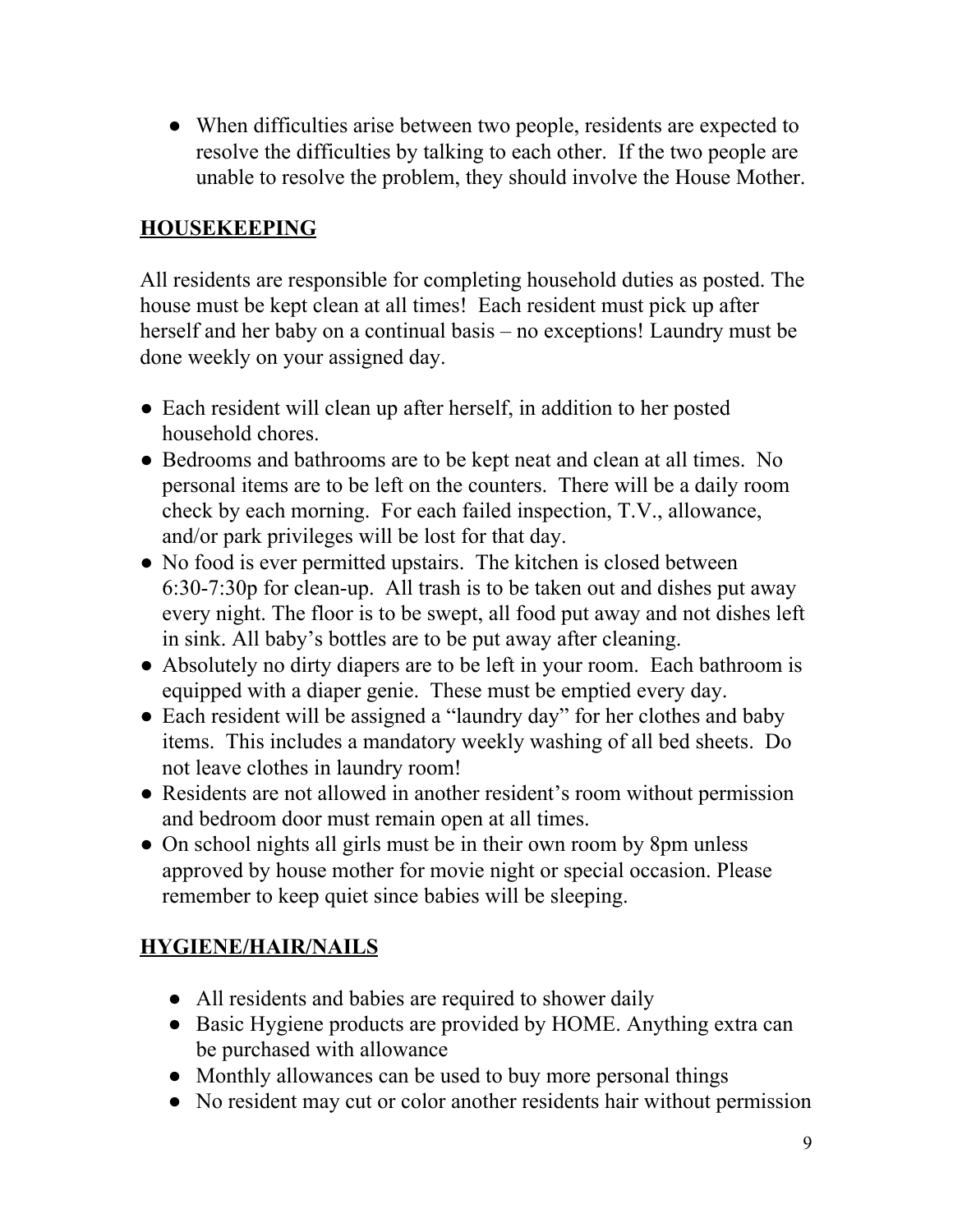- When difficulties arise between two people, residents are expected to resolve the difficulties by talking to each other. If the two people are unable to resolve the problem, they should involve the House Mother.

## HOUSEKEEPING

All residents are responsible for completing household duties as posted. The house must be kept clean at all times! Each resident must pick up after herself and her baby on a continual basis – no exceptions! Laundry must be done weekly on your assigned day.

- Each resident will clean up after herself, in addition to her posted household chores.
- Bedrooms and bathrooms are to be kept neat and clean at all times. No personal items are to be left on the counters. There will be a daily room check by each morning. For each failed inspection, T.V., allowance, and/or park privileges will be lost for that day.
- No food is ever permitted upstairs. The kitchen is closed between 6:30-7:30p for clean-up. All trash is to be taken out and dishes put away every night. The floor is to be swept, all food put away and not dishes left in sink. All baby's bottles are to be put away after cleaning.
- Absolutely no dirty diapers are to be left in your room. Each bathroom is equipped with a diaper genie. These must be emptied every day.
- Each resident will be assigned a "laundry day" for her clothes and baby items. This includes a mandatory weekly washing of all bed sheets. Do not leave clothes in laundry room!
- Residents are not allowed in another resident's room without permission and bedroom door must remain open at all times.
- On school nights all girls must be in their own room by 8pm unless approved by house mother for movie night or special occasion. Please remember to keep quiet since babies will be sleeping.

## HYGIENE/HAIR/NAILS

- All residents and babies are required to shower daily
- Basic Hygiene products are provided by HOME. Anything extra can be purchased with allowance
- Monthly allowances can be used to buy more personal things
- No resident may cut or color another residents hair without permission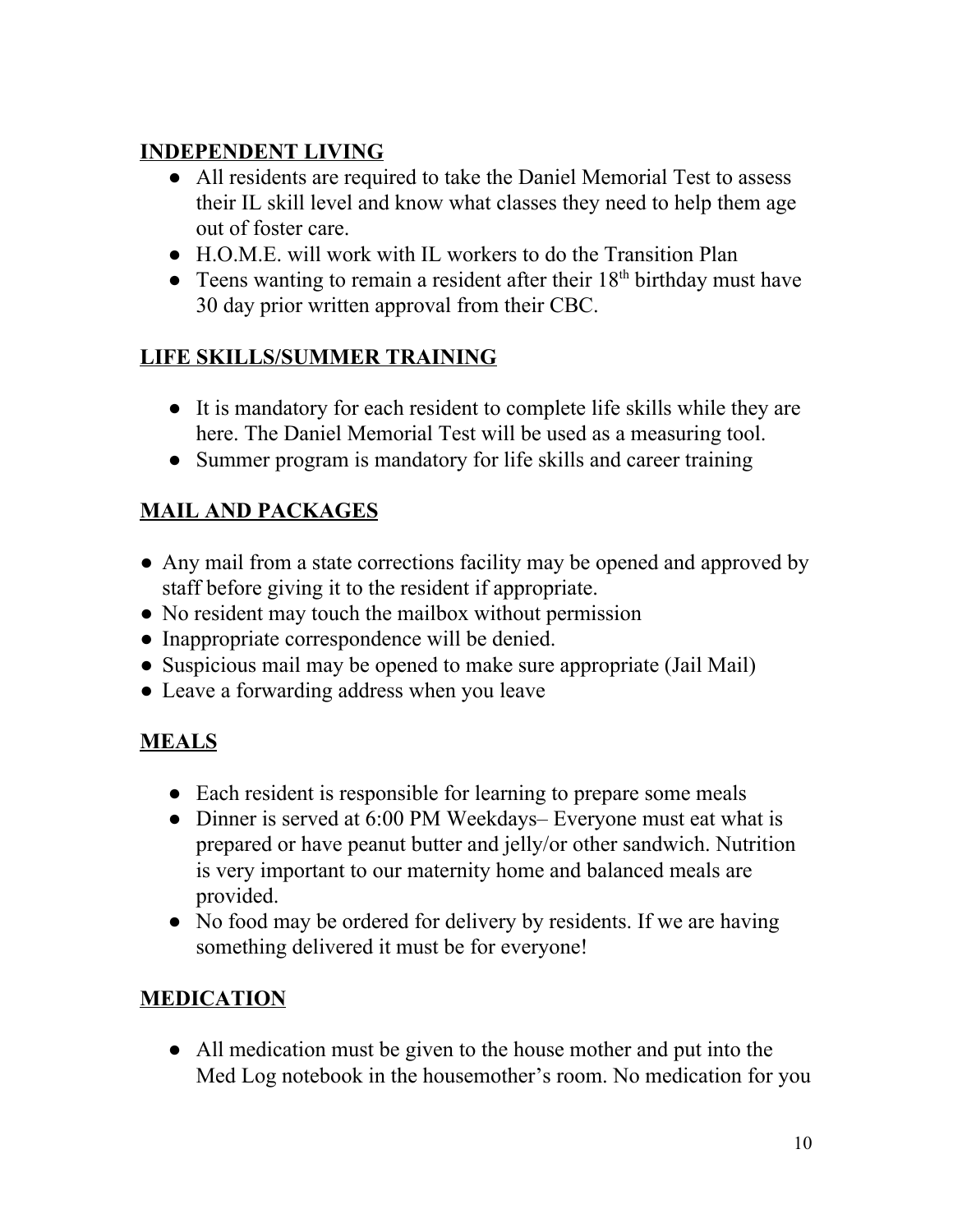## INDEPENDENT LIVING

- All residents are required to take the Daniel Memorial Test to assess their IL skill level and know what classes they need to help them age out of foster care.
- H.O.M.E. will work with IL workers to do the Transition Plan
- Teens wanting to remain a resident after their 18th birthday must have 30 day prior written approval from their CBC.

## LIFE SKILLS/SUMMER TRAINING

- It is mandatory for each resident to complete life skills while they are here. The Daniel Memorial Test will be used as a measuring tool.
- Summer program is mandatory for life skills and career training

## MAIL AND PACKAGES

- Any mail from a state corrections facility may be opened and approved by staff before giving it to the resident if appropriate.
- No resident may touch the mailbox without permission
- Inappropriate correspondence will be denied.
- Suspicious mail may be opened to make sure appropriate (Jail Mail)
- Leave a forwarding address when you leave

## MEALS

- Each resident is responsible for learning to prepare some meals
- Dinner is served at 6:00 PM Weekdays– Everyone must eat what is prepared or have peanut butter and jelly/or other sandwich. Nutrition is very important to our maternity home and balanced meals are provided.
- No food may be ordered for delivery by residents. If we are having something delivered it must be for everyone!

## MEDICATION

- All medication must be given to the house mother and put into the Med Log notebook in the housemother's room. No medication for you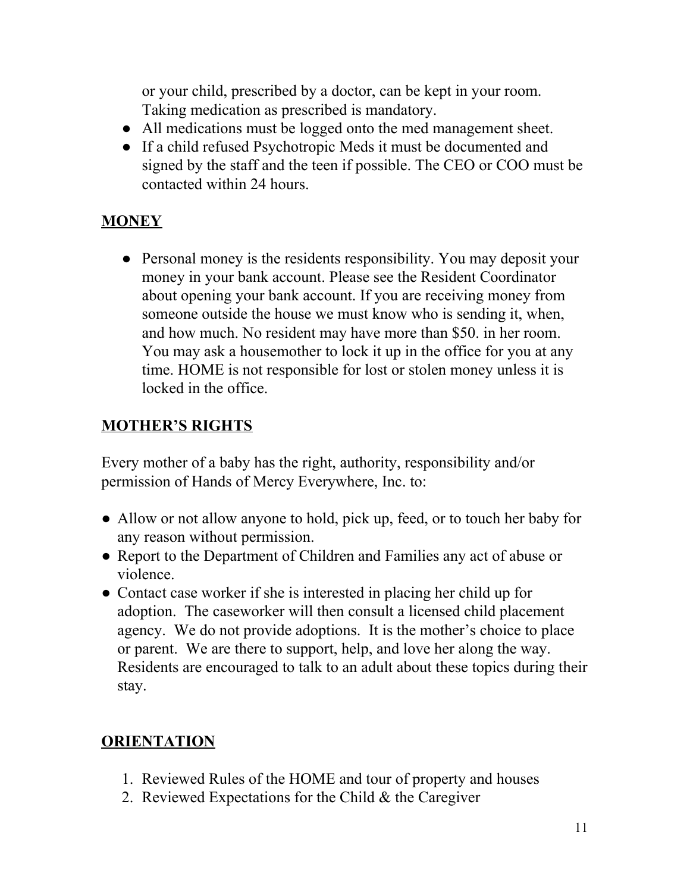or your child, prescribed by a doctor, can be kept in your room. Taking medication as prescribed is mandatory.

- All medications must be logged onto the med management sheet.
- If a child refused Psychotropic Meds it must be documented and signed by the staff and the teen if possible. The CEO or COO must be contacted within 24 hours.

## MONEY

- Personal money is the residents responsibility. You may deposit your money in your bank account. Please see the Resident Coordinator about opening your bank account. If you are receiving money from someone outside the house we must know who is sending it, when, and how much. No resident may have more than $50. in her room. You may ask a housemother to lock it up in the office for you at any time. HOME is not responsible for lost or stolen money unless it is locked in the office.

## MOTHER'S RIGHTS

Every mother of a baby has the right, authority, responsibility and/or permission of Hands of Mercy Everywhere, Inc. to:

- Allow or not allow anyone to hold, pick up, feed, or to touch her baby for any reason without permission.
- Report to the Department of Children and Families any act of abuse or violence.
- Contact case worker if she is interested in placing her child up for adoption. The caseworker will then consult a licensed child placement agency. We do not provide adoptions. It is the mother's choice to place or parent. We are there to support, help, and love her along the way. Residents are encouraged to talk to an adult about these topics during their stay.

## ORIENTATION

1. Reviewed Rules of the HOME and tour of property and houses
2. Reviewed Expectations for the Child & the Caregiver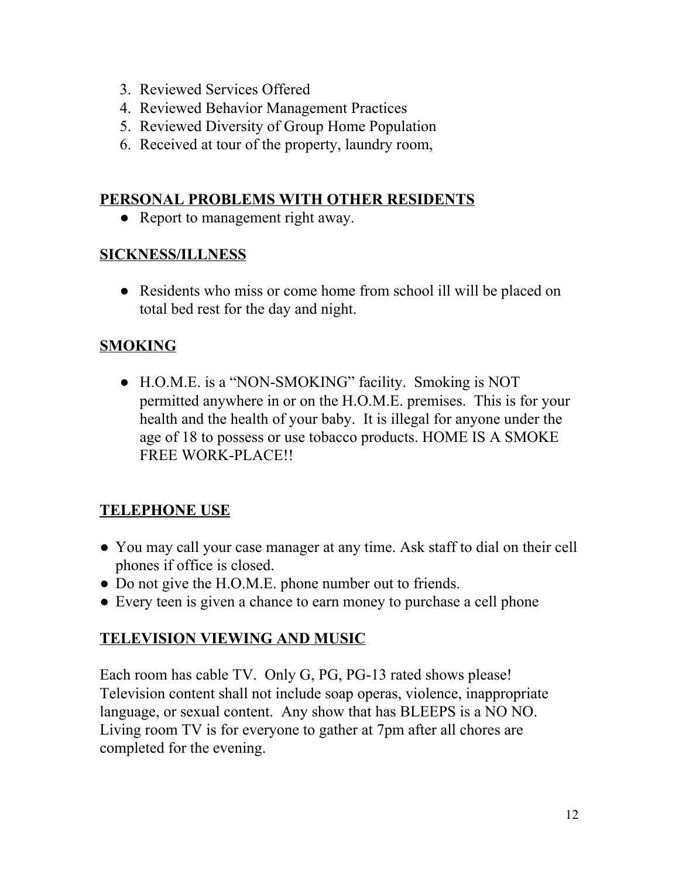3. Reviewed Services Offered
4. Reviewed Behavior Management Practices
5. Reviewed Diversity of Group Home Population
6. Received at tour of the property, laundry room,

## PERSONAL PROBLEMS WITH OTHER RESIDENTS

- Report to management right away.

## SICKNESS/ILLNESS

- Residents who miss or come home from school ill will be placed on total bed rest for the day and night.

## SMOKING

- H.O.M.E. is a "NON-SMOKING" facility. Smoking is NOT permitted anywhere in or on the H.O.M.E. premises. This is for your health and the health of your baby. It is illegal for anyone under the age of 18 to possess or use tobacco products. HOME IS A SMOKE FREE WORK-PLACE!!

## TELEPHONE USE

- You may call your case manager at any time. Ask staff to dial on their cell phones if office is closed.
- Do not give the H.O.M.E. phone number out to friends.
- Every teen is given a chance to earn money to purchase a cell phone

## TELEVISION VIEWING AND MUSIC

Each room has cable TV. Only G, PG, PG-13 rated shows please! Television content shall not include soap operas, violence, inappropriate language, or sexual content. Any show that has BLEEPS is a NO NO. Living room TV is for everyone to gather at 7pm after all chores are completed for the evening.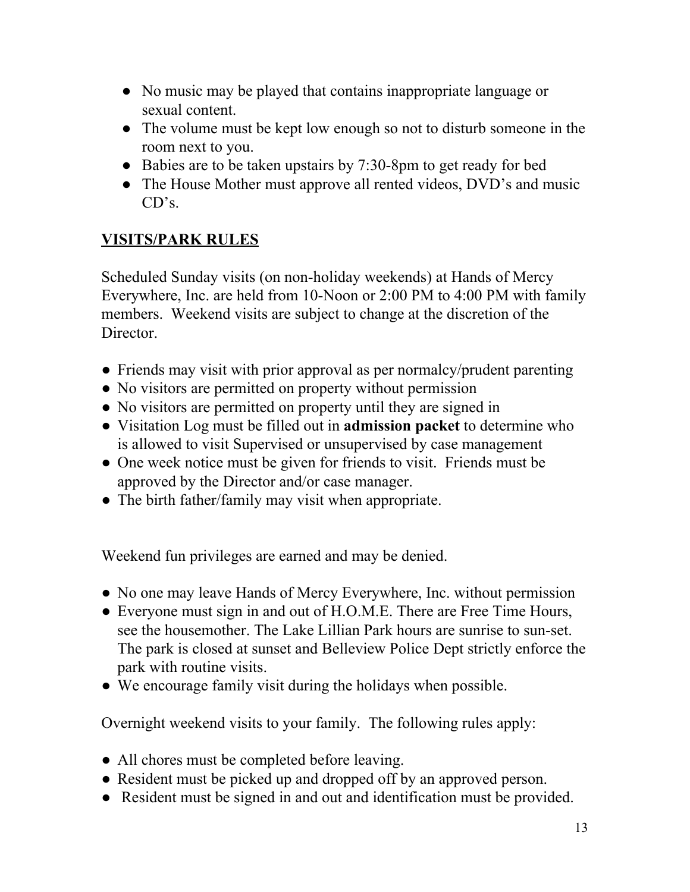- No music may be played that contains inappropriate language or sexual content.
- The volume must be kept low enough so not to disturb someone in the room next to you.
- Babies are to be taken upstairs by 7:30-8pm to get ready for bed
- The House Mother must approve all rented videos, DVD's and music CD's.

**VISITS/PARK RULES**

Scheduled Sunday visits (on non-holiday weekends) at Hands of Mercy Everywhere, Inc. are held from 10-Noon or 2:00 PM to 4:00 PM with family members. Weekend visits are subject to change at the discretion of the Director.

- Friends may visit with prior approval as per normalcy/prudent parenting
- No visitors are permitted on property without permission
- No visitors are permitted on property until they are signed in
- Visitation Log must be filled out in **admission packet** to determine who is allowed to visit Supervised or unsupervised by case management
- One week notice must be given for friends to visit. Friends must be approved by the Director and/or case manager.
- The birth father/family may visit when appropriate.

Weekend fun privileges are earned and may be denied.

- No one may leave Hands of Mercy Everywhere, Inc. without permission
- Everyone must sign in and out of H.O.M.E. There are Free Time Hours, see the housemother. The Lake Lillian Park hours are sunrise to sun-set. The park is closed at sunset and Belleview Police Dept strictly enforce the park with routine visits.
- We encourage family visit during the holidays when possible.

Overnight weekend visits to your family. The following rules apply:

- All chores must be completed before leaving.
- Resident must be picked up and dropped off by an approved person.
- Resident must be signed in and out and identification must be provided.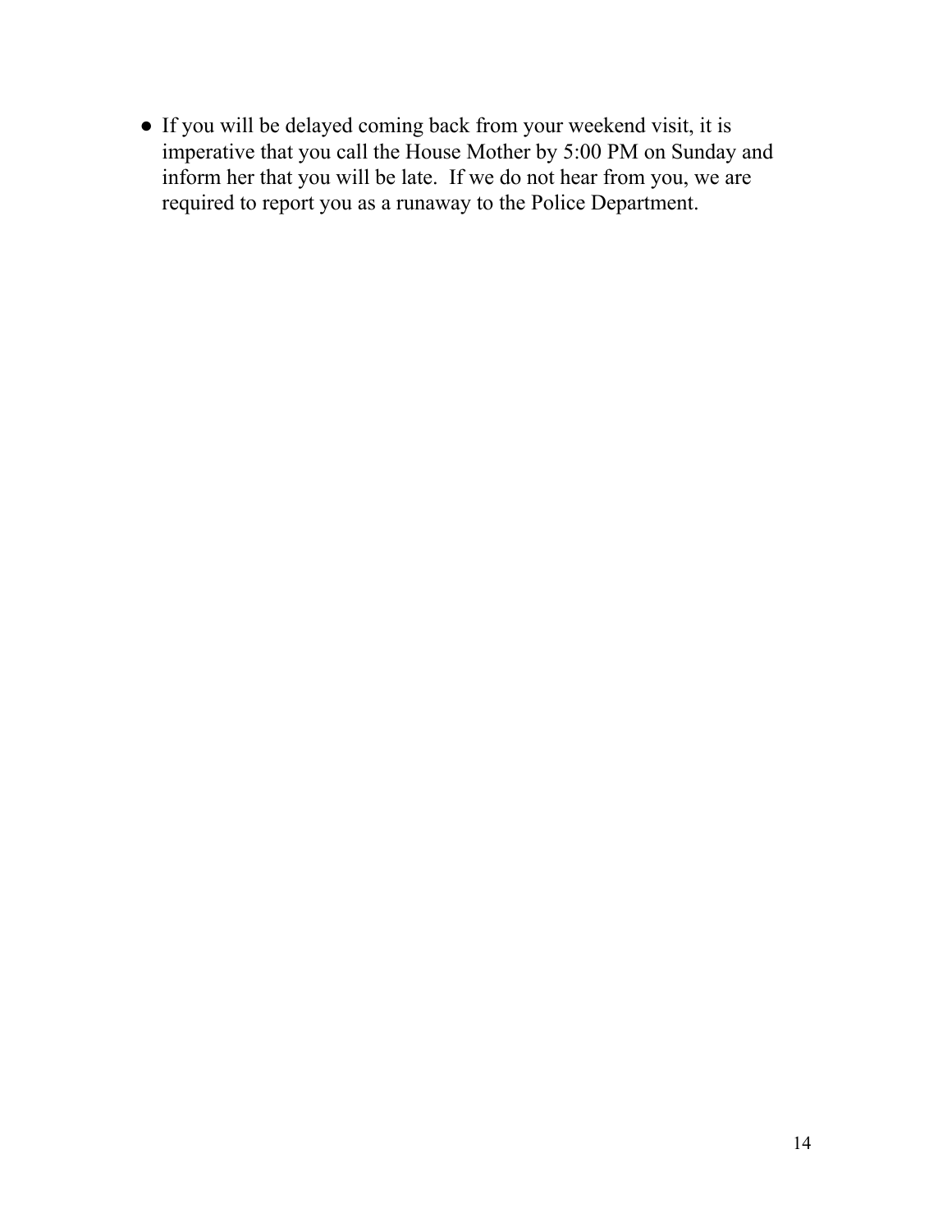- If you will be delayed coming back from your weekend visit, it is imperative that you call the House Mother by 5:00 PM on Sunday and inform her that you will be late. If we do not hear from you, we are required to report you as a runaway to the Police Department.